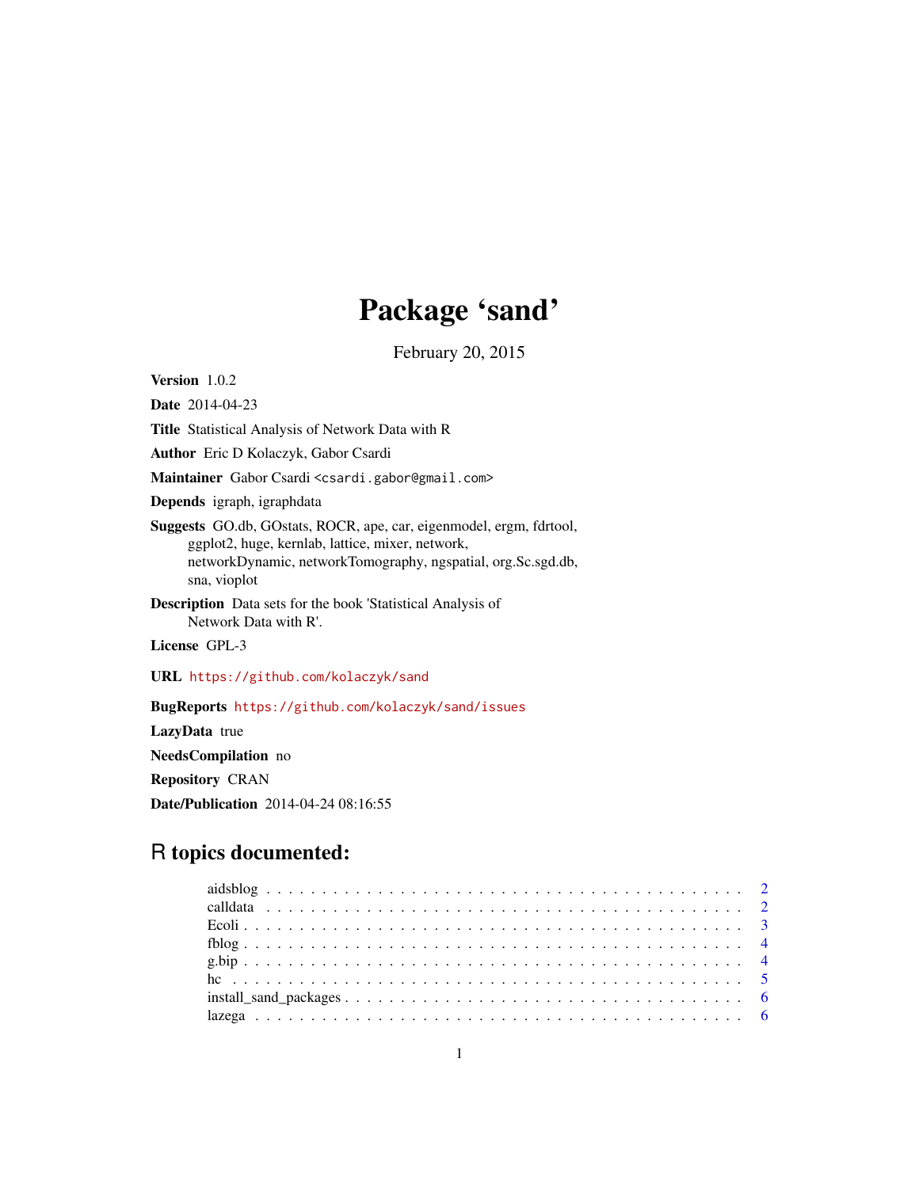# Package 'sand'

February 20, 2015

**Version** 1.0.2

**Date** 2014-04-23

**Title** Statistical Analysis of Network Data with R

**Author** Eric D Kolaczyk, Gabor Csardi

**Maintainer** Gabor Csardi <csardi.gabor@gmail.com>

**Depends** igraph, igraphdata

**Suggests** GO.db, GOstats, ROCR, ape, car, eigenmodel, ergm, fdrtool, ggplot2, huge, kernlab, lattice, mixer, network, networkDynamic, networkTomography, ngspatial, org.Sc.sgd.db, sna, vioplot

**Description** Data sets for the book 'Statistical Analysis of Network Data with R'.

**License** GPL-3

**URL** https://github.com/kolaczyk/sand

**BugReports** https://github.com/kolaczyk/sand/issues

**LazyData** true

**NeedsCompilation** no

**Repository** CRAN

**Date/Publication** 2014-04-24 08:16:55

## R topics documented:

- aidsblog . . . . . . . . . . . . . . . . . . . . . . . . . . . . . . . . . . . . . . . . 2
- calldata . . . . . . . . . . . . . . . . . . . . . . . . . . . . . . . . . . . . . . . . 2
- Ecoli . . . . . . . . . . . . . . . . . . . . . . . . . . . . . . . . . . . . . . . . . 3
- fblog . . . . . . . . . . . . . . . . . . . . . . . . . . . . . . . . . . . . . . . . . 4
- g.bip . . . . . . . . . . . . . . . . . . . . . . . . . . . . . . . . . . . . . . . . . 4
- hc . . . . . . . . . . . . . . . . . . . . . . . . . . . . . . . . . . . . . . . . . . 5
- install_sand_packages . . . . . . . . . . . . . . . . . . . . . . . . . . . . . . . . 6
- lazega . . . . . . . . . . . . . . . . . . . . . . . . . . . . . . . . . . . . . . . . 6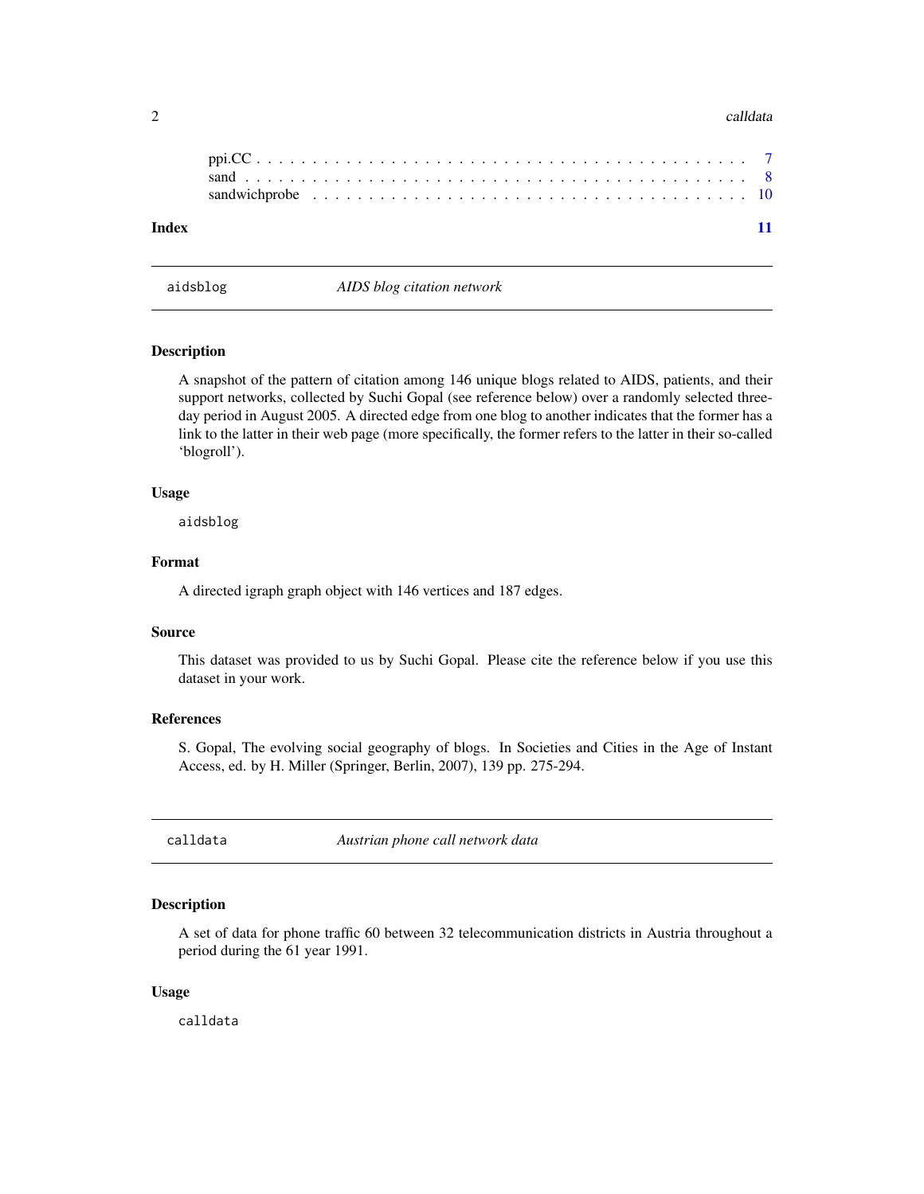ppi.CC . . . . . . . . . . . . . . . . . . . . . . . . . . . . . . . . . . . . . . . . . 7
sand . . . . . . . . . . . . . . . . . . . . . . . . . . . . . . . . . . . . . . . . . . 8
sandwichprobe . . . . . . . . . . . . . . . . . . . . . . . . . . . . . . . . . . . . . 10

**Index** 11

---

## aidsblog — *AIDS blog citation network*

### Description

A snapshot of the pattern of citation among 146 unique blogs related to AIDS, patients, and their support networks, collected by Suchi Gopal (see reference below) over a randomly selected three-day period in August 2005. A directed edge from one blog to another indicates that the former has a link to the latter in their web page (more specifically, the former refers to the latter in their so-called 'blogroll').

### Usage

```
aidsblog
```

### Format

A directed igraph graph object with 146 vertices and 187 edges.

### Source

This dataset was provided to us by Suchi Gopal. Please cite the reference below if you use this dataset in your work.

### References

S. Gopal, The evolving social geography of blogs. In Societies and Cities in the Age of Instant Access, ed. by H. Miller (Springer, Berlin, 2007), 139 pp. 275-294.

---

## calldata — *Austrian phone call network data*

### Description

A set of data for phone traffic 60 between 32 telecommunication districts in Austria throughout a period during the 61 year 1991.

### Usage

```
calldata
```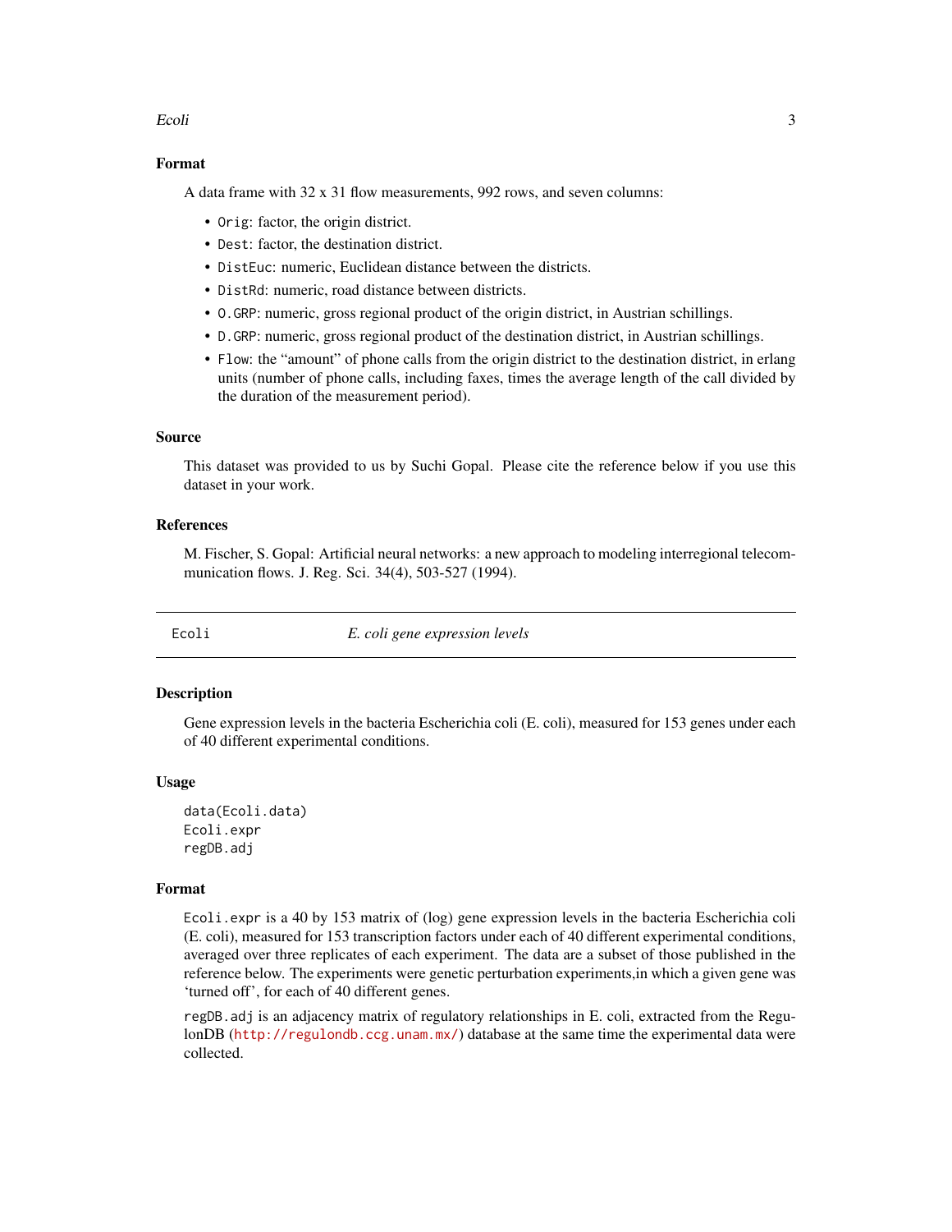### Format

A data frame with 32 x 31 flow measurements, 992 rows, and seven columns:

- `Orig`: factor, the origin district.
- `Dest`: factor, the destination district.
- `DistEuc`: numeric, Euclidean distance between the districts.
- `DistRd`: numeric, road distance between districts.
- `O.GRP`: numeric, gross regional product of the origin district, in Austrian schillings.
- `D.GRP`: numeric, gross regional product of the destination district, in Austrian schillings.
- `Flow`: the "amount" of phone calls from the origin district to the destination district, in erlang units (number of phone calls, including faxes, times the average length of the call divided by the duration of the measurement period).

### Source

This dataset was provided to us by Suchi Gopal. Please cite the reference below if you use this dataset in your work.

### References

M. Fischer, S. Gopal: Artificial neural networks: a new approach to modeling interregional telecommunication flows. J. Reg. Sci. 34(4), 503-527 (1994).

---

## Ecoli — *E. coli gene expression levels*

---

### Description

Gene expression levels in the bacteria Escherichia coli (E. coli), measured for 153 genes under each of 40 different experimental conditions.

### Usage

```
data(Ecoli.data)
Ecoli.expr
regDB.adj
```

### Format

`Ecoli.expr` is a 40 by 153 matrix of (log) gene expression levels in the bacteria Escherichia coli (E. coli), measured for 153 transcription factors under each of 40 different experimental conditions, averaged over three replicates of each experiment. The data are a subset of those published in the reference below. The experiments were genetic perturbation experiments,in which a given gene was 'turned off', for each of 40 different genes.

`regDB.adj` is an adjacency matrix of regulatory relationships in E. coli, extracted from the RegulonDB (http://regulondb.ccg.unam.mx/) database at the same time the experimental data were collected.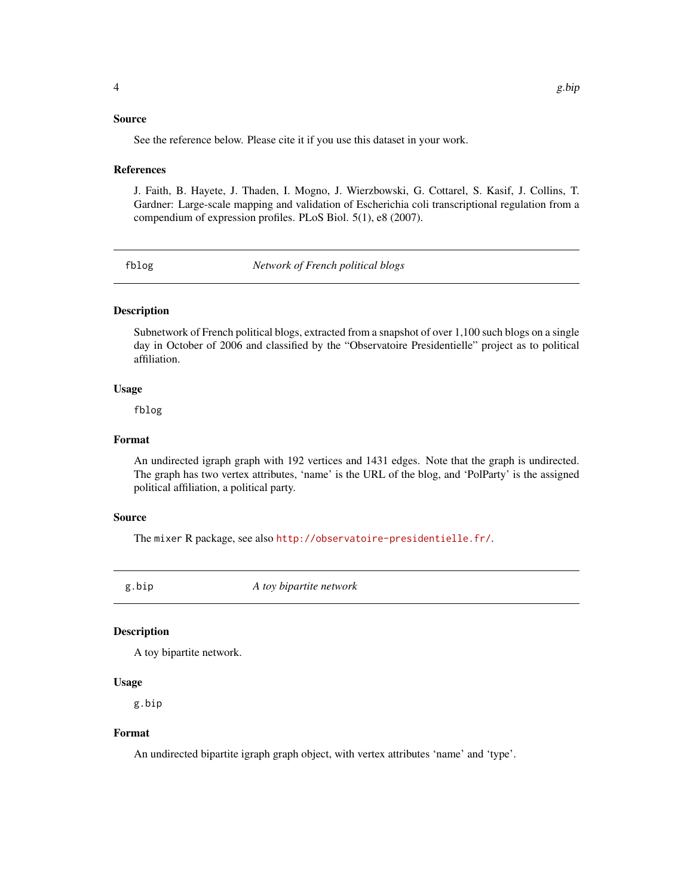### Source

See the reference below. Please cite it if you use this dataset in your work.

### References

J. Faith, B. Hayete, J. Thaden, I. Mogno, J. Wierzbowski, G. Cottarel, S. Kasif, J. Collins, T. Gardner: Large-scale mapping and validation of Escherichia coli transcriptional regulation from a compendium of expression profiles. PLoS Biol. 5(1), e8 (2007).

---

## fblog — *Network of French political blogs*

### Description

Subnetwork of French political blogs, extracted from a snapshot of over 1,100 such blogs on a single day in October of 2006 and classified by the "Observatoire Presidentielle" project as to political affiliation.

### Usage

```
fblog
```

### Format

An undirected igraph graph with 192 vertices and 1431 edges. Note that the graph is undirected. The graph has two vertex attributes, 'name' is the URL of the blog, and 'PolParty' is the assigned political affiliation, a political party.

### Source

The `mixer` R package, see also http://observatoire-presidentielle.fr/.

---

## g.bip — *A toy bipartite network*

### Description

A toy bipartite network.

### Usage

```
g.bip
```

### Format

An undirected bipartite igraph graph object, with vertex attributes 'name' and 'type'.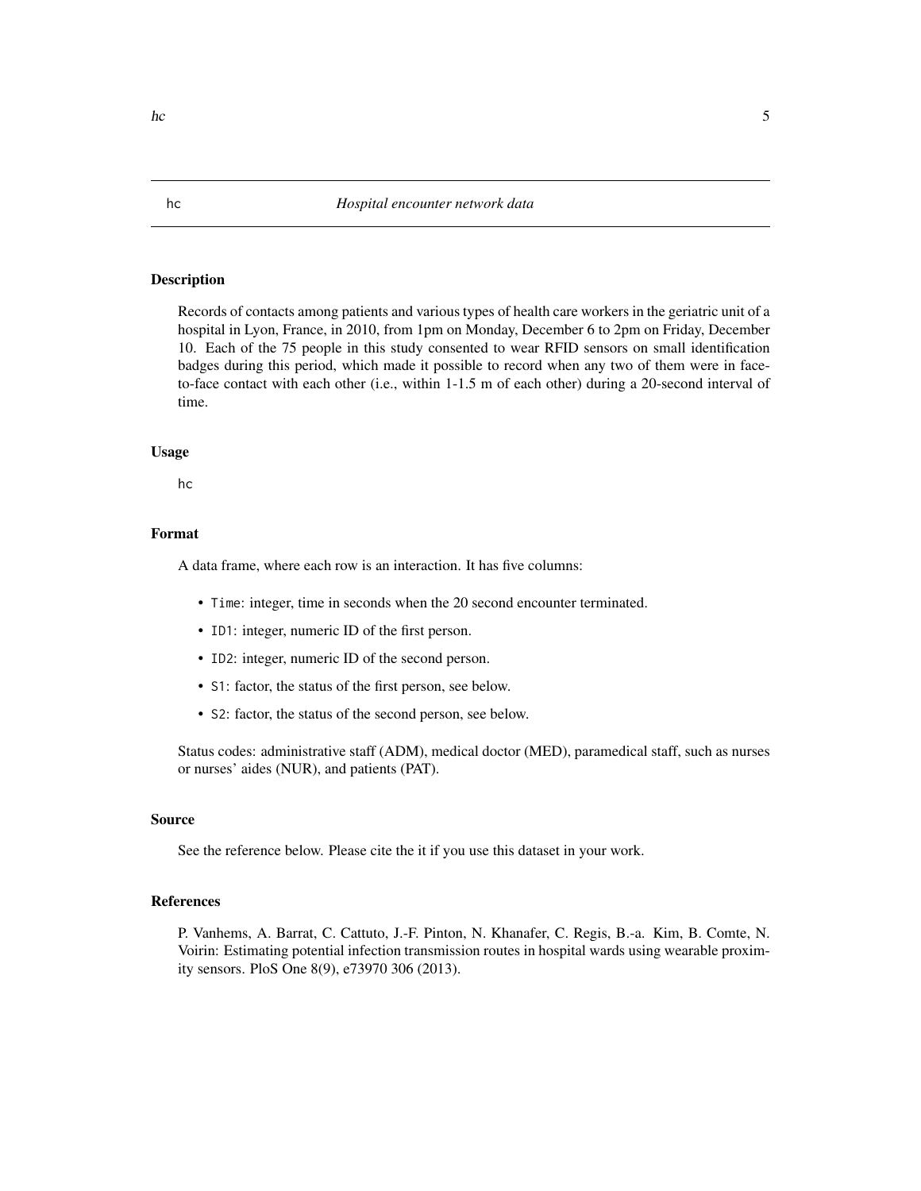# hc — *Hospital encounter network data*

## Description

Records of contacts among patients and various types of health care workers in the geriatric unit of a hospital in Lyon, France, in 2010, from 1pm on Monday, December 6 to 2pm on Friday, December 10. Each of the 75 people in this study consented to wear RFID sensors on small identification badges during this period, which made it possible to record when any two of them were in face-to-face contact with each other (i.e., within 1-1.5 m of each other) during a 20-second interval of time.

## Usage

```
hc
```

## Format

A data frame, where each row is an interaction. It has five columns:

- `Time`: integer, time in seconds when the 20 second encounter terminated.
- `ID1`: integer, numeric ID of the first person.
- `ID2`: integer, numeric ID of the second person.
- `S1`: factor, the status of the first person, see below.
- `S2`: factor, the status of the second person, see below.

Status codes: administrative staff (ADM), medical doctor (MED), paramedical staff, such as nurses or nurses' aides (NUR), and patients (PAT).

## Source

See the reference below. Please cite the it if you use this dataset in your work.

## References

P. Vanhems, A. Barrat, C. Cattuto, J.-F. Pinton, N. Khanafer, C. Regis, B.-a. Kim, B. Comte, N. Voirin: Estimating potential infection transmission routes in hospital wards using wearable proximity sensors. PloS One 8(9), e73970 306 (2013).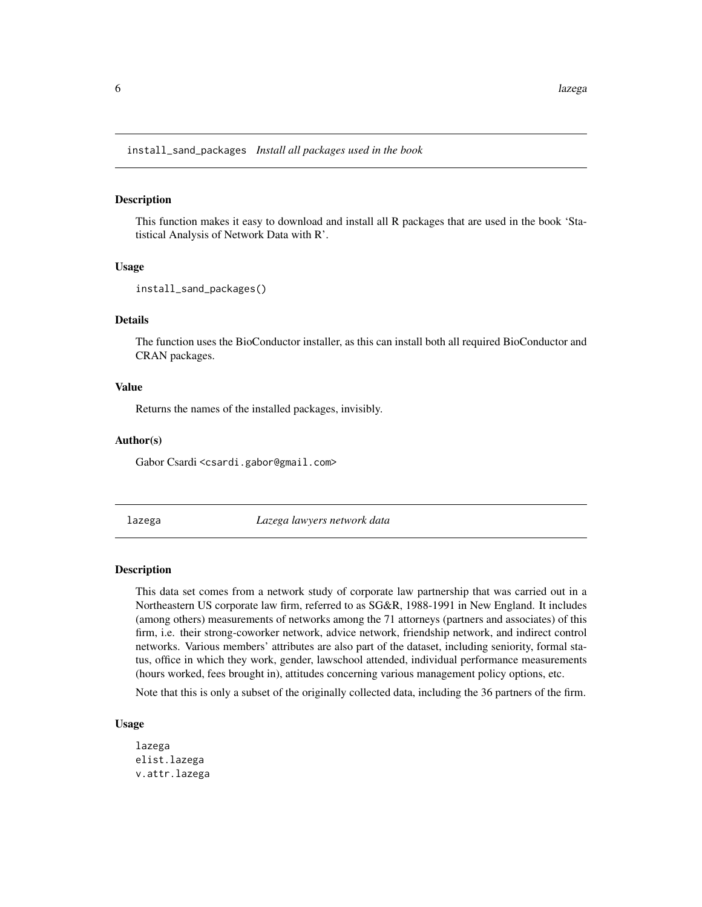## install_sand_packages *Install all packages used in the book*

### Description

This function makes it easy to download and install all R packages that are used in the book 'Statistical Analysis of Network Data with R'.

### Usage

```
install_sand_packages()
```

### Details

The function uses the BioConductor installer, as this can install both all required BioConductor and CRAN packages.

### Value

Returns the names of the installed packages, invisibly.

### Author(s)

Gabor Csardi <csardi.gabor@gmail.com>

## lazega *Lazega lawyers network data*

### Description

This data set comes from a network study of corporate law partnership that was carried out in a Northeastern US corporate law firm, referred to as SG&R, 1988-1991 in New England. It includes (among others) measurements of networks among the 71 attorneys (partners and associates) of this firm, i.e. their strong-coworker network, advice network, friendship network, and indirect control networks. Various members' attributes are also part of the dataset, including seniority, formal status, office in which they work, gender, lawschool attended, individual performance measurements (hours worked, fees brought in), attitudes concerning various management policy options, etc.

Note that this is only a subset of the originally collected data, including the 36 partners of the firm.

### Usage

```
lazega
elist.lazega
v.attr.lazega
```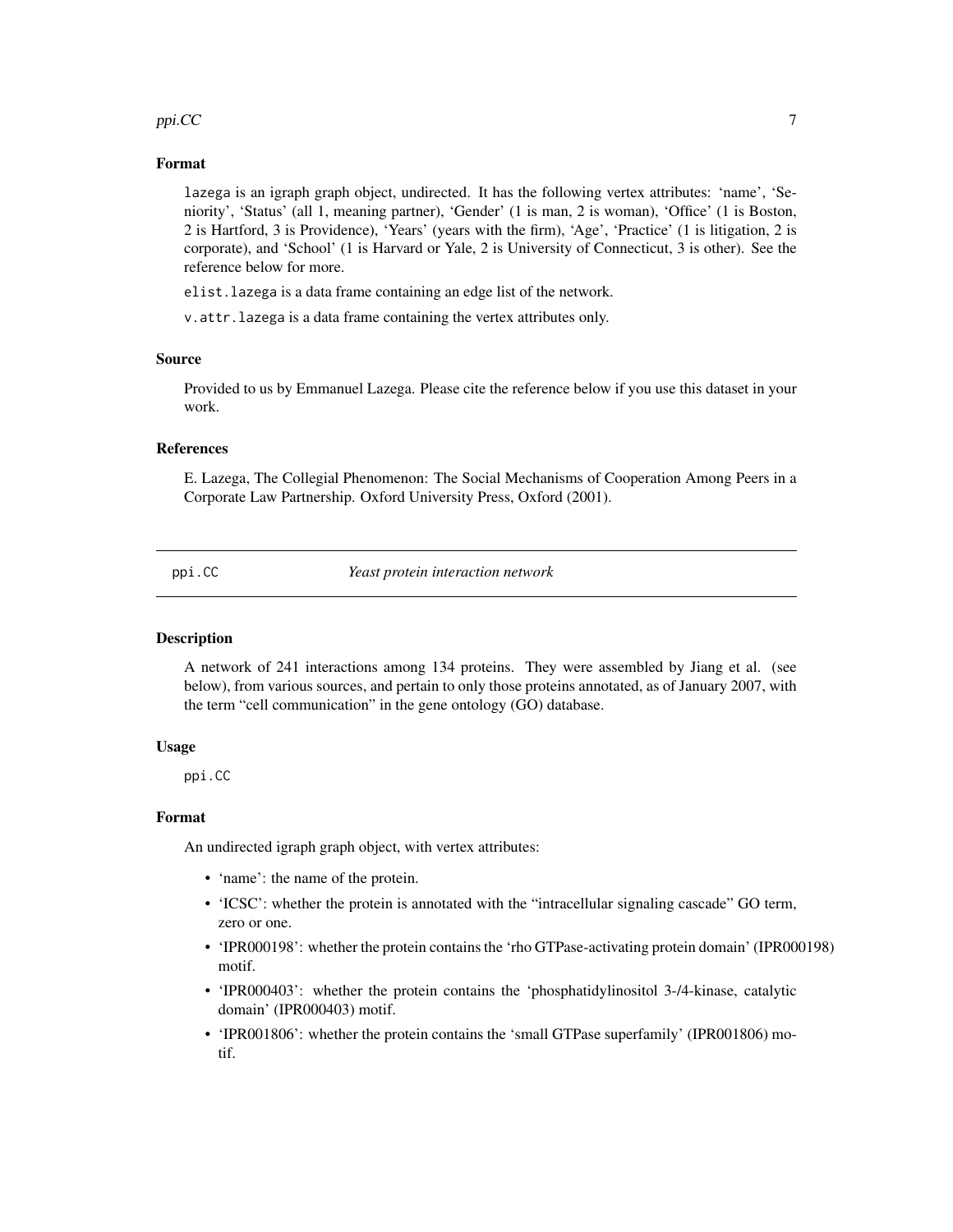### Format

`lazega` is an igraph graph object, undirected. It has the following vertex attributes: 'name', 'Seniority', 'Status' (all 1, meaning partner), 'Gender' (1 is man, 2 is woman), 'Office' (1 is Boston, 2 is Hartford, 3 is Providence), 'Years' (years with the firm), 'Age', 'Practice' (1 is litigation, 2 is corporate), and 'School' (1 is Harvard or Yale, 2 is University of Connecticut, 3 is other). See the reference below for more.

`elist.lazega` is a data frame containing an edge list of the network.

`v.attr.lazega` is a data frame containing the vertex attributes only.

### Source

Provided to us by Emmanuel Lazega. Please cite the reference below if you use this dataset in your work.

### References

E. Lazega, The Collegial Phenomenon: The Social Mechanisms of Cooperation Among Peers in a Corporate Law Partnership. Oxford University Press, Oxford (2001).

---

## ppi.CC — *Yeast protein interaction network*

---

### Description

A network of 241 interactions among 134 proteins. They were assembled by Jiang et al. (see below), from various sources, and pertain to only those proteins annotated, as of January 2007, with the term "cell communication" in the gene ontology (GO) database.

### Usage

```
ppi.CC
```

### Format

An undirected igraph graph object, with vertex attributes:

- 'name': the name of the protein.
- 'ICSC': whether the protein is annotated with the "intracellular signaling cascade" GO term, zero or one.
- 'IPR000198': whether the protein contains the 'rho GTPase-activating protein domain' (IPR000198) motif.
- 'IPR000403': whether the protein contains the 'phosphatidylinositol 3-/4-kinase, catalytic domain' (IPR000403) motif.
- 'IPR001806': whether the protein contains the 'small GTPase superfamily' (IPR001806) motif.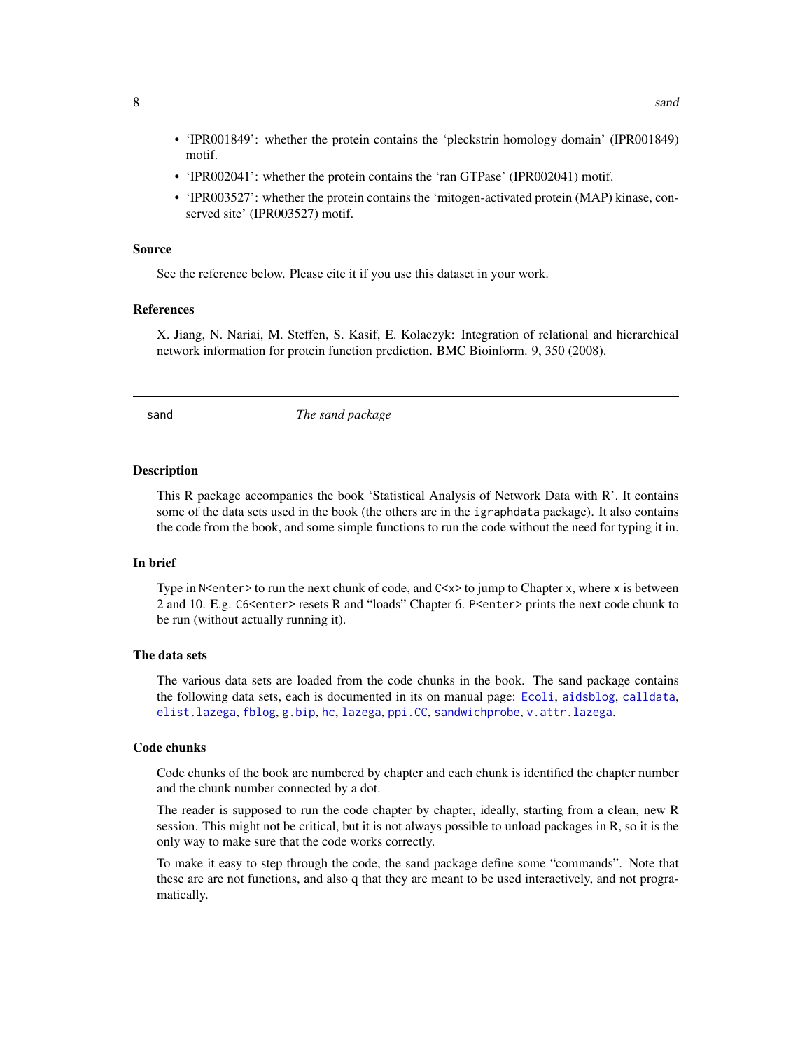- 'IPR001849': whether the protein contains the 'pleckstrin homology domain' (IPR001849) motif.
- 'IPR002041': whether the protein contains the 'ran GTPase' (IPR002041) motif.
- 'IPR003527': whether the protein contains the 'mitogen-activated protein (MAP) kinase, conserved site' (IPR003527) motif.

### Source

See the reference below. Please cite it if you use this dataset in your work.

### References

X. Jiang, N. Nariai, M. Steffen, S. Kasif, E. Kolaczyk: Integration of relational and hierarchical network information for protein function prediction. BMC Bioinform. 9, 350 (2008).

---

## sand *The sand package*

---

### Description

This R package accompanies the book 'Statistical Analysis of Network Data with R'. It contains some of the data sets used in the book (the others are in the `igraphdata` package). It also contains the code from the book, and some simple functions to run the code without the need for typing it in.

### In brief

Type in `N<enter>` to run the next chunk of code, and `C<x>` to jump to Chapter `x`, where `x` is between 2 and 10. E.g. `C6<enter>` resets R and "loads" Chapter 6. `P<enter>` prints the next code chunk to be run (without actually running it).

### The data sets

The various data sets are loaded from the code chunks in the book. The sand package contains the following data sets, each is documented in its on manual page: `Ecoli`, `aidsblog`, `calldata`, `elist.lazega`, `fblog`, `g.bip`, `hc`, `lazega`, `ppi.CC`, `sandwichprobe`, `v.attr.lazega`.

### Code chunks

Code chunks of the book are numbered by chapter and each chunk is identified the chapter number and the chunk number connected by a dot.

The reader is supposed to run the code chapter by chapter, ideally, starting from a clean, new R session. This might not be critical, but it is not always possible to unload packages in R, so it is the only way to make sure that the code works correctly.

To make it easy to step through the code, the sand package define some "commands". Note that these are are not functions, and also q that they are meant to be used interactively, and not programatically.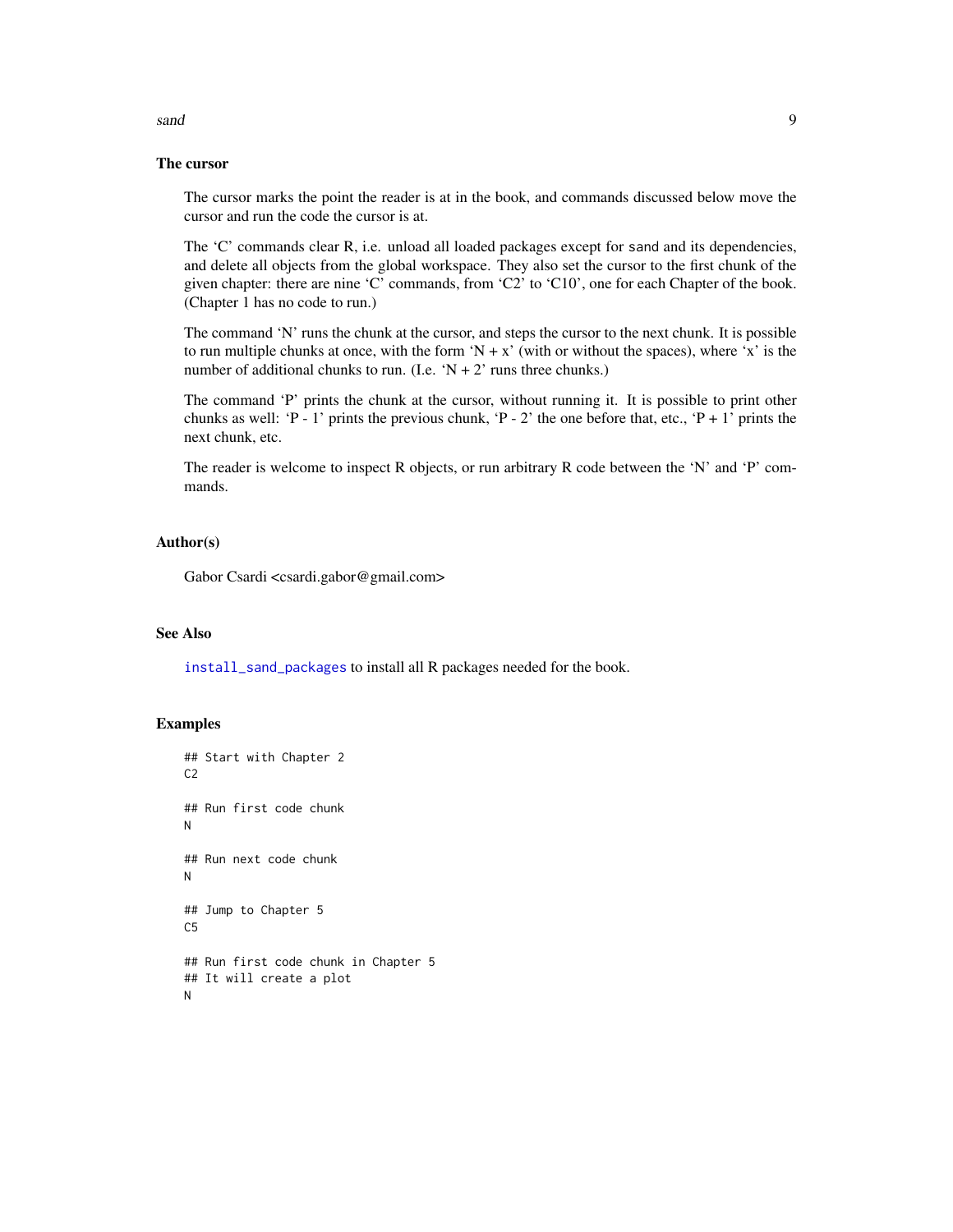### The cursor

The cursor marks the point the reader is at in the book, and commands discussed below move the cursor and run the code the cursor is at.

The 'C' commands clear R, i.e. unload all loaded packages except for `sand` and its dependencies, and delete all objects from the global workspace. They also set the cursor to the first chunk of the given chapter: there are nine 'C' commands, from 'C2' to 'C10', one for each Chapter of the book. (Chapter 1 has no code to run.)

The command 'N' runs the chunk at the cursor, and steps the cursor to the next chunk. It is possible to run multiple chunks at once, with the form 'N + x' (with or without the spaces), where 'x' is the number of additional chunks to run. (I.e. 'N + 2' runs three chunks.)

The command 'P' prints the chunk at the cursor, without running it. It is possible to print other chunks as well: 'P - 1' prints the previous chunk, 'P - 2' the one before that, etc., 'P + 1' prints the next chunk, etc.

The reader is welcome to inspect R objects, or run arbitrary R code between the 'N' and 'P' commands.

### Author(s)

Gabor Csardi <csardi.gabor@gmail.com>

### See Also

`install_sand_packages` to install all R packages needed for the book.

### Examples

```
## Start with Chapter 2
C2

## Run first code chunk
N

## Run next code chunk
N

## Jump to Chapter 5
C5

## Run first code chunk in Chapter 5
## It will create a plot
N
```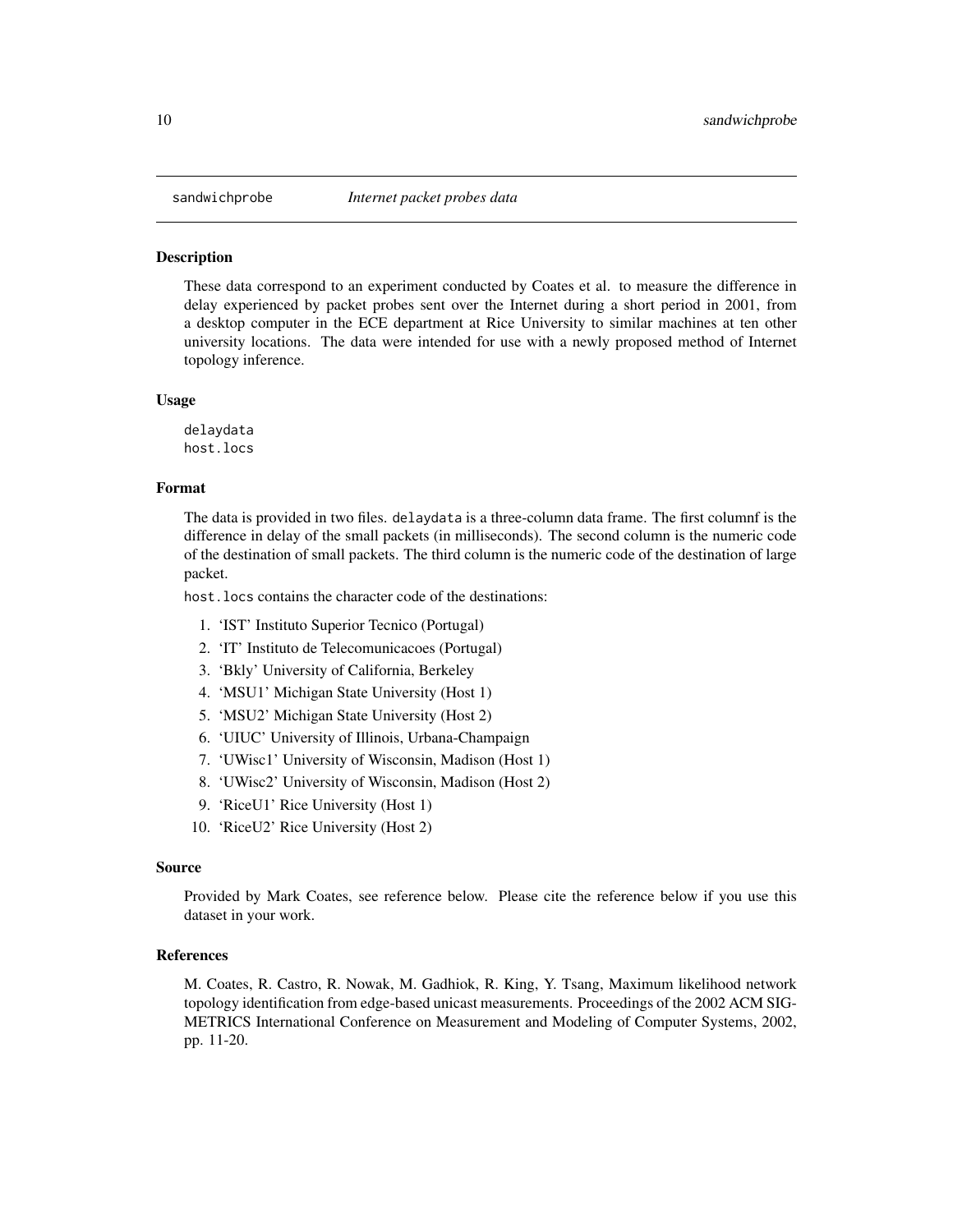# sandwichprobe    *Internet packet probes data*

## Description

These data correspond to an experiment conducted by Coates et al. to measure the difference in delay experienced by packet probes sent over the Internet during a short period in 2001, from a desktop computer in the ECE department at Rice University to similar machines at ten other university locations. The data were intended for use with a newly proposed method of Internet topology inference.

## Usage

```
delaydata
host.locs
```

## Format

The data is provided in two files. `delaydata` is a three-column data frame. The first columnf is the difference in delay of the small packets (in milliseconds). The second column is the numeric code of the destination of small packets. The third column is the numeric code of the destination of large packet.

`host.locs` contains the character code of the destinations:

1. 'IST' Instituto Superior Tecnico (Portugal)
2. 'IT' Instituto de Telecomunicacoes (Portugal)
3. 'Bkly' University of California, Berkeley
4. 'MSU1' Michigan State University (Host 1)
5. 'MSU2' Michigan State University (Host 2)
6. 'UIUC' University of Illinois, Urbana-Champaign
7. 'UWisc1' University of Wisconsin, Madison (Host 1)
8. 'UWisc2' University of Wisconsin, Madison (Host 2)
9. 'RiceU1' Rice University (Host 1)
10. 'RiceU2' Rice University (Host 2)

## Source

Provided by Mark Coates, see reference below. Please cite the reference below if you use this dataset in your work.

## References

M. Coates, R. Castro, R. Nowak, M. Gadhiok, R. King, Y. Tsang, Maximum likelihood network topology identification from edge-based unicast measurements. Proceedings of the 2002 ACM SIGMETRICS International Conference on Measurement and Modeling of Computer Systems, 2002, pp. 11-20.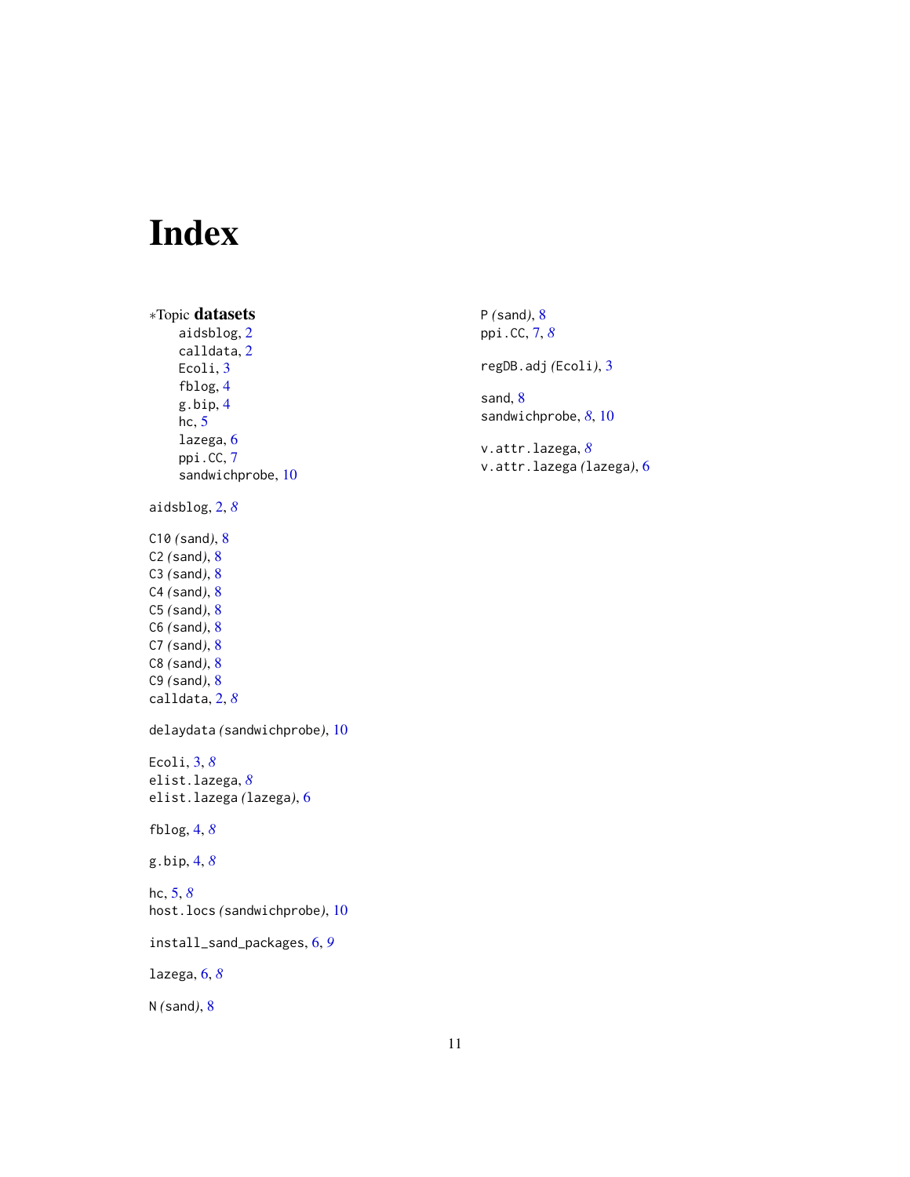# Index

∗Topic **datasets**

- aidsblog, 2
- calldata, 2
- Ecoli, 3
- fblog, 4
- g.bip, 4
- hc, 5
- lazega, 6
- ppi.CC, 7
- sandwichprobe, 10

aidsblog, 2, *8*

C10 *(*sand*)*, 8
C2 *(*sand*)*, 8
C3 *(*sand*)*, 8
C4 *(*sand*)*, 8
C5 *(*sand*)*, 8
C6 *(*sand*)*, 8
C7 *(*sand*)*, 8
C8 *(*sand*)*, 8
C9 *(*sand*)*, 8
calldata, 2, *8*

delaydata *(*sandwichprobe*)*, 10

Ecoli, 3, *8*
elist.lazega, *8*
elist.lazega *(*lazega*)*, 6

fblog, 4, *8*

g.bip, 4, *8*

hc, 5, *8*
host.locs *(*sandwichprobe*)*, 10

install_sand_packages, 6, *9*

lazega, 6, *8*

N *(*sand*)*, 8

P *(*sand*)*, 8
ppi.CC, 7, *8*

regDB.adj *(*Ecoli*)*, 3

sand, 8
sandwichprobe, *8*, 10

v.attr.lazega, *8*
v.attr.lazega *(*lazega*)*, 6